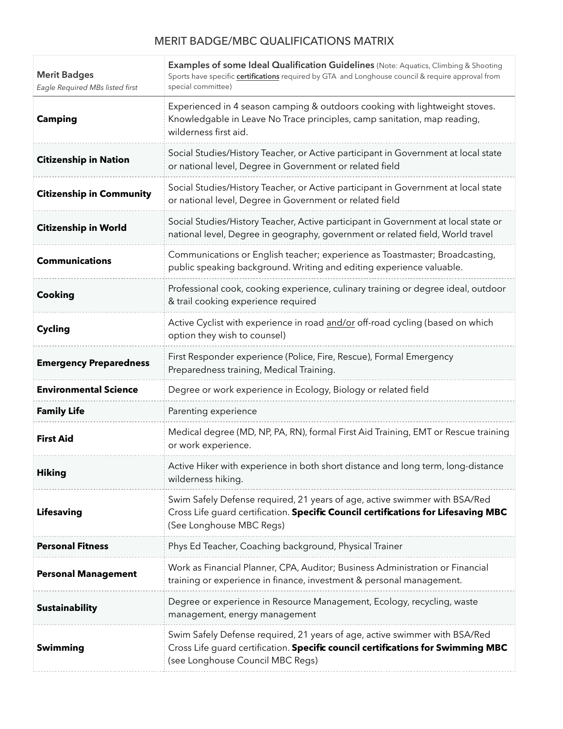# MERIT BADGE/MBC QUALIFICATIONS MATRIX

| **Merit Badges** *Eagle Required MBs listed first* | **Examples of some Ideal Qualification Guidelines** (Note: Aquatics, Climbing & Shooting Sports have specific **certifications** required by GTA and Longhouse council & require approval from special committee) |
|---|---|
| **Camping** | Experienced in 4 season camping & outdoors cooking with lightweight stoves. Knowledgable in Leave No Trace principles, camp sanitation, map reading, wilderness first aid. |
| **Citizenship in Nation** | Social Studies/History Teacher, or Active participant in Government at local state or national level, Degree in Government or related field |
| **Citizenship in Community** | Social Studies/History Teacher, or Active participant in Government at local state or national level, Degree in Government or related field |
| **Citizenship in World** | Social Studies/History Teacher, Active participant in Government at local state or national level, Degree in geography, government or related field, World travel |
| **Communications** | Communications or English teacher; experience as Toastmaster; Broadcasting, public speaking background. Writing and editing experience valuable. |
| **Cooking** | Professional cook, cooking experience, culinary training or degree ideal, outdoor & trail cooking experience required |
| **Cycling** | Active Cyclist with experience in road and/or off-road cycling (based on which option they wish to counsel) |
| **Emergency Preparedness** | First Responder experience (Police, Fire, Rescue), Formal Emergency Preparedness training, Medical Training. |
| **Environmental Science** | Degree or work experience in Ecology, Biology or related field |
| **Family Life** | Parenting experience |
| **First Aid** | Medical degree (MD, NP, PA, RN), formal First Aid Training, EMT or Rescue training or work experience. |
| **Hiking** | Active Hiker with experience in both short distance and long term, long-distance wilderness hiking. |
| **Lifesaving** | Swim Safely Defense required, 21 years of age, active swimmer with BSA/Red Cross Life guard certification. **Specific Council certifications for Lifesaving MBC** (See Longhouse MBC Regs) |
| **Personal Fitness** | Phys Ed Teacher, Coaching background, Physical Trainer |
| **Personal Management** | Work as Financial Planner, CPA, Auditor; Business Administration or Financial training or experience in finance, investment & personal management. |
| **Sustainability** | Degree or experience in Resource Management, Ecology, recycling, waste management, energy management |
| **Swimming** | Swim Safely Defense required, 21 years of age, active swimmer with BSA/Red Cross Life guard certification. **Specific council certifications for Swimming MBC** (see Longhouse Council MBC Regs) |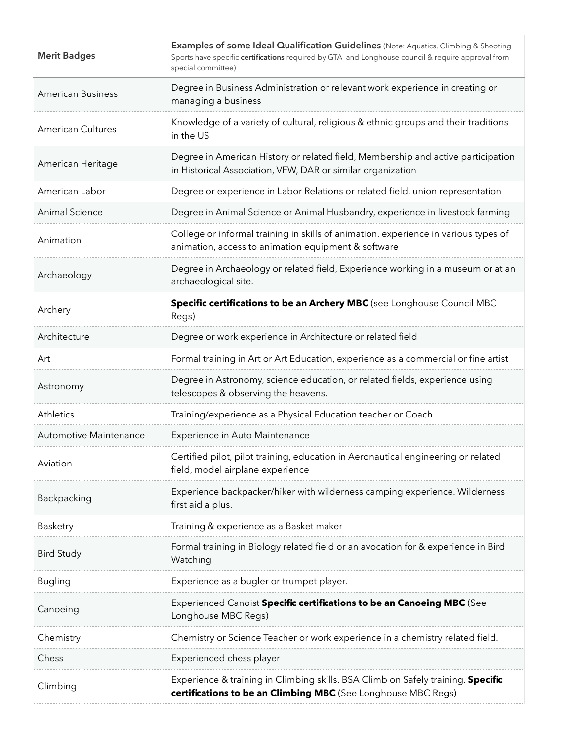| Merit Badges | **Examples of some Ideal Qualification Guidelines** (Note: Aquatics, Climbing & Shooting Sports have specific **certifications** required by GTA and Longhouse council & require approval from special committee) |
|---|---|
| American Business | Degree in Business Administration or relevant work experience in creating or managing a business |
| American Cultures | Knowledge of a variety of cultural, religious & ethnic groups and their traditions in the US |
| American Heritage | Degree in American History or related field, Membership and active participation in Historical Association, VFW, DAR or similar organization |
| American Labor | Degree or experience in Labor Relations or related field, union representation |
| Animal Science | Degree in Animal Science or Animal Husbandry, experience in livestock farming |
| Animation | College or informal training in skills of animation. experience in various types of animation, access to animation equipment & software |
| Archaeology | Degree in Archaeology or related field, Experience working in a museum or at an archaeological site. |
| Archery | **Specific certifications to be an Archery MBC** (see Longhouse Council MBC Regs) |
| Architecture | Degree or work experience in Architecture or related field |
| Art | Formal training in Art or Art Education, experience as a commercial or fine artist |
| Astronomy | Degree in Astronomy, science education, or related fields, experience using telescopes & observing the heavens. |
| Athletics | Training/experience as a Physical Education teacher or Coach |
| Automotive Maintenance | Experience in Auto Maintenance |
| Aviation | Certified pilot, pilot training, education in Aeronautical engineering or related field, model airplane experience |
| Backpacking | Experience backpacker/hiker with wilderness camping experience. Wilderness first aid a plus. |
| Basketry | Training & experience as a Basket maker |
| Bird Study | Formal training in Biology related field or an avocation for & experience in Bird Watching |
| Bugling | Experience as a bugler or trumpet player. |
| Canoeing | Experienced Canoist **Specific certifications to be an Canoeing MBC** (See Longhouse MBC Regs) |
| Chemistry | Chemistry or Science Teacher or work experience in a chemistry related field. |
| Chess | Experienced chess player |
| Climbing | Experience & training in Climbing skills. BSA Climb on Safely training. **Specific certifications to be an Climbing MBC** (See Longhouse MBC Regs) |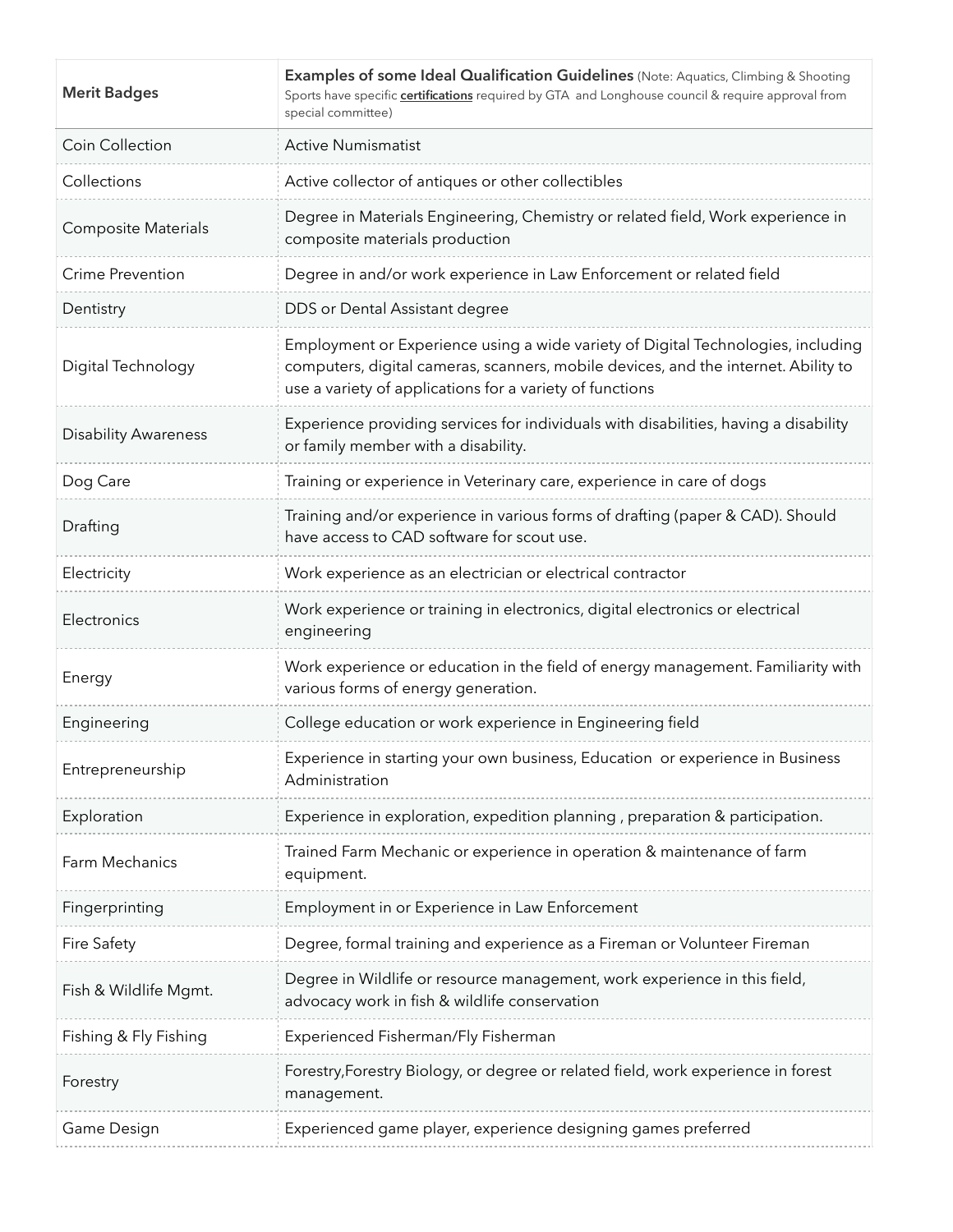| Merit Badges | **Examples of some Ideal Qualification Guidelines** (Note: Aquatics, Climbing & Shooting Sports have specific **certifications** required by GTA and Longhouse council & require approval from special committee) |
|---|---|
| Coin Collection | Active Numismatist |
| Collections | Active collector of antiques or other collectibles |
| Composite Materials | Degree in Materials Engineering, Chemistry or related field, Work experience in composite materials production |
| Crime Prevention | Degree in and/or work experience in Law Enforcement or related field |
| Dentistry | DDS or Dental Assistant degree |
| Digital Technology | Employment or Experience using a wide variety of Digital Technologies, including computers, digital cameras, scanners, mobile devices, and the internet. Ability to use a variety of applications for a variety of functions |
| Disability Awareness | Experience providing services for individuals with disabilities, having a disability or family member with a disability. |
| Dog Care | Training or experience in Veterinary care, experience in care of dogs |
| Drafting | Training and/or experience in various forms of drafting (paper & CAD). Should have access to CAD software for scout use. |
| Electricity | Work experience as an electrician or electrical contractor |
| Electronics | Work experience or training in electronics, digital electronics or electrical engineering |
| Energy | Work experience or education in the field of energy management. Familiarity with various forms of energy generation. |
| Engineering | College education or work experience in Engineering field |
| Entrepreneurship | Experience in starting your own business, Education or experience in Business Administration |
| Exploration | Experience in exploration, expedition planning , preparation & participation. |
| Farm Mechanics | Trained Farm Mechanic or experience in operation & maintenance of farm equipment. |
| Fingerprinting | Employment in or Experience in Law Enforcement |
| Fire Safety | Degree, formal training and experience as a Fireman or Volunteer Fireman |
| Fish & Wildlife Mgmt. | Degree in Wildlife or resource management, work experience in this field, advocacy work in fish & wildlife conservation |
| Fishing & Fly Fishing | Experienced Fisherman/Fly Fisherman |
| Forestry | Forestry,Forestry Biology, or degree or related field, work experience in forest management. |
| Game Design | Experienced game player, experience designing games preferred |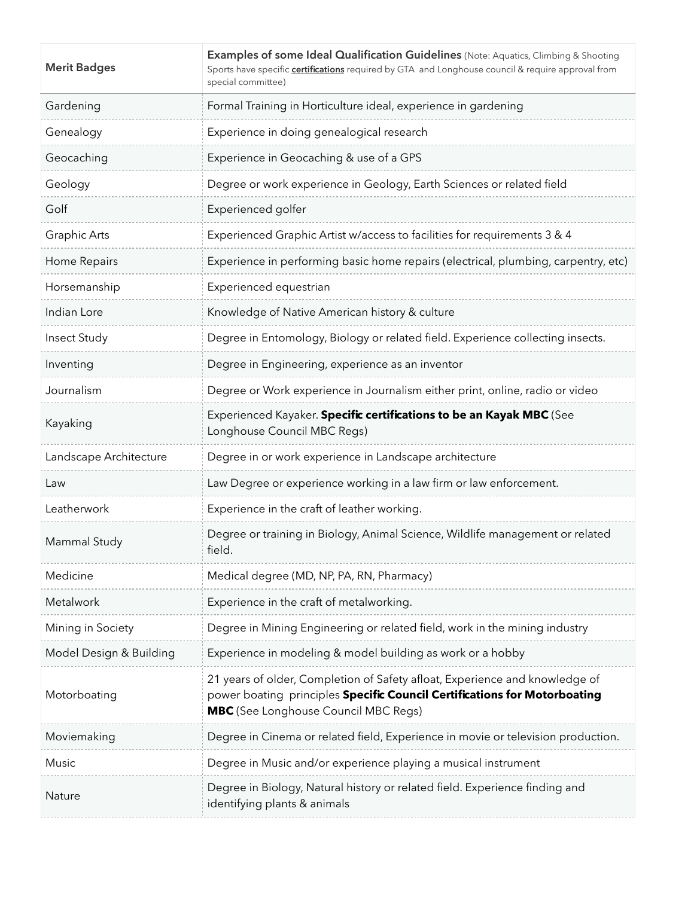| Merit Badges | **Examples of some Ideal Qualification Guidelines** (Note: Aquatics, Climbing & Shooting Sports have specific **certifications** required by GTA and Longhouse council & require approval from special committee) |
|---|---|
| Gardening | Formal Training in Horticulture ideal, experience in gardening |
| Genealogy | Experience in doing genealogical research |
| Geocaching | Experience in Geocaching & use of a GPS |
| Geology | Degree or work experience in Geology, Earth Sciences or related field |
| Golf | Experienced golfer |
| Graphic Arts | Experienced Graphic Artist w/access to facilities for requirements 3 & 4 |
| Home Repairs | Experience in performing basic home repairs (electrical, plumbing, carpentry, etc) |
| Horsemanship | Experienced equestrian |
| Indian Lore | Knowledge of Native American history & culture |
| Insect Study | Degree in Entomology, Biology or related field. Experience collecting insects. |
| Inventing | Degree in Engineering, experience as an inventor |
| Journalism | Degree or Work experience in Journalism either print, online, radio or video |
| Kayaking | Experienced Kayaker. **Specific certifications to be an Kayak MBC** (See Longhouse Council MBC Regs) |
| Landscape Architecture | Degree in or work experience in Landscape architecture |
| Law | Law Degree or experience working in a law firm or law enforcement. |
| Leatherwork | Experience in the craft of leather working. |
| Mammal Study | Degree or training in Biology, Animal Science, Wildlife management or related field. |
| Medicine | Medical degree (MD, NP, PA, RN, Pharmacy) |
| Metalwork | Experience in the craft of metalworking. |
| Mining in Society | Degree in Mining Engineering or related field, work in the mining industry |
| Model Design & Building | Experience in modeling & model building as work or a hobby |
| Motorboating | 21 years of older, Completion of Safety afloat, Experience and knowledge of power boating principles **Specific Council Certifications for Motorboating MBC** (See Longhouse Council MBC Regs) |
| Moviemaking | Degree in Cinema or related field, Experience in movie or television production. |
| Music | Degree in Music and/or experience playing a musical instrument |
| Nature | Degree in Biology, Natural history or related field. Experience finding and identifying plants & animals |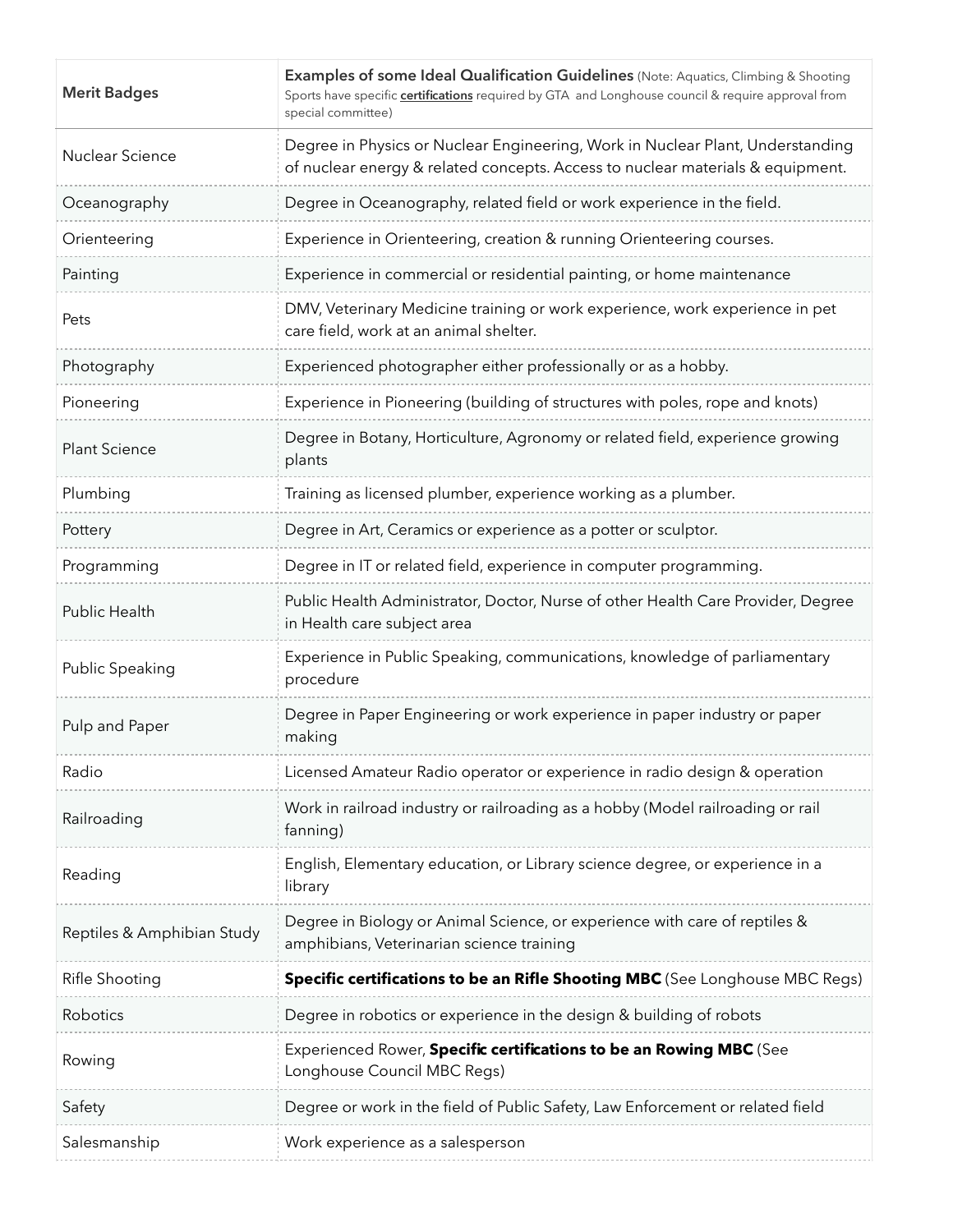| Merit Badges | **Examples of some Ideal Qualification Guidelines** (Note: Aquatics, Climbing & Shooting Sports have specific **certifications** required by GTA and Longhouse council & require approval from special committee) |
|---|---|
| Nuclear Science | Degree in Physics or Nuclear Engineering, Work in Nuclear Plant, Understanding of nuclear energy & related concepts. Access to nuclear materials & equipment. |
| Oceanography | Degree in Oceanography, related field or work experience in the field. |
| Orienteering | Experience in Orienteering, creation & running Orienteering courses. |
| Painting | Experience in commercial or residential painting, or home maintenance |
| Pets | DMV, Veterinary Medicine training or work experience, work experience in pet care field, work at an animal shelter. |
| Photography | Experienced photographer either professionally or as a hobby. |
| Pioneering | Experience in Pioneering (building of structures with poles, rope and knots) |
| Plant Science | Degree in Botany, Horticulture, Agronomy or related field, experience growing plants |
| Plumbing | Training as licensed plumber, experience working as a plumber. |
| Pottery | Degree in Art, Ceramics or experience as a potter or sculptor. |
| Programming | Degree in IT or related field, experience in computer programming. |
| Public Health | Public Health Administrator, Doctor, Nurse of other Health Care Provider, Degree in Health care subject area |
| Public Speaking | Experience in Public Speaking, communications, knowledge of parliamentary procedure |
| Pulp and Paper | Degree in Paper Engineering or work experience in paper industry or paper making |
| Radio | Licensed Amateur Radio operator or experience in radio design & operation |
| Railroading | Work in railroad industry or railroading as a hobby (Model railroading or rail fanning) |
| Reading | English, Elementary education, or Library science degree, or experience in a library |
| Reptiles & Amphibian Study | Degree in Biology or Animal Science, or experience with care of reptiles & amphibians, Veterinarian science training |
| Rifle Shooting | **Specific certifications to be an Rifle Shooting MBC** (See Longhouse MBC Regs) |
| Robotics | Degree in robotics or experience in the design & building of robots |
| Rowing | Experienced Rower, **Specific certifications to be an Rowing MBC** (See Longhouse Council MBC Regs) |
| Safety | Degree or work in the field of Public Safety, Law Enforcement or related field |
| Salesmanship | Work experience as a salesperson |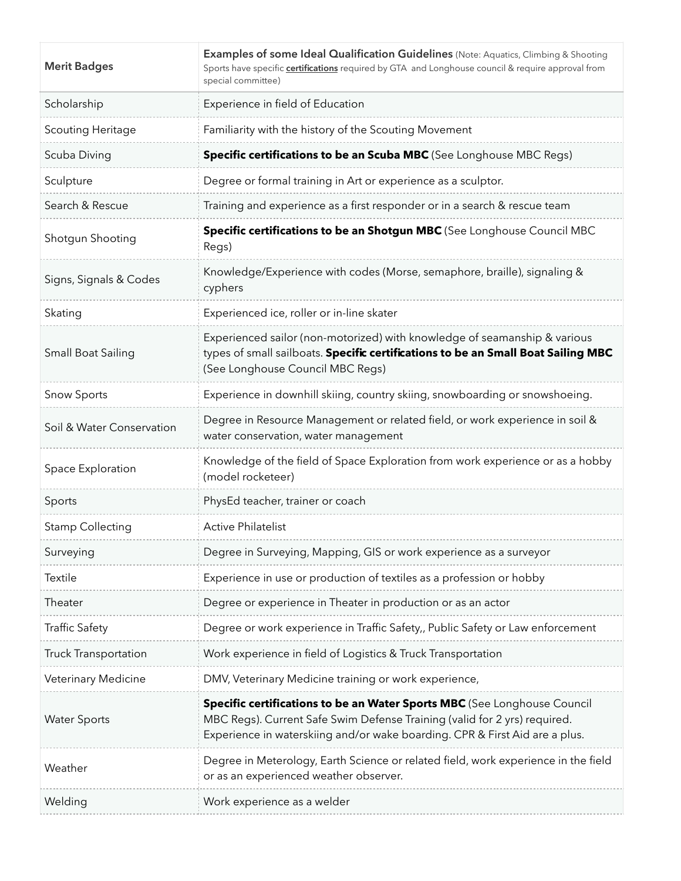| Merit Badges | **Examples of some Ideal Qualification Guidelines** (Note: Aquatics, Climbing & Shooting Sports have specific **certifications** required by GTA and Longhouse council & require approval from special committee) |
|---|---|
| Scholarship | Experience in field of Education |
| Scouting Heritage | Familiarity with the history of the Scouting Movement |
| Scuba Diving | **Specific certifications to be an Scuba MBC** (See Longhouse MBC Regs) |
| Sculpture | Degree or formal training in Art or experience as a sculptor. |
| Search & Rescue | Training and experience as a first responder or in a search & rescue team |
| Shotgun Shooting | **Specific certifications to be an Shotgun MBC** (See Longhouse Council MBC Regs) |
| Signs, Signals & Codes | Knowledge/Experience with codes (Morse, semaphore, braille), signaling & cyphers |
| Skating | Experienced ice, roller or in-line skater |
| Small Boat Sailing | Experienced sailor (non-motorized) with knowledge of seamanship & various types of small sailboats. **Specific certifications to be an Small Boat Sailing MBC** (See Longhouse Council MBC Regs) |
| Snow Sports | Experience in downhill skiing, country skiing, snowboarding or snowshoeing. |
| Soil & Water Conservation | Degree in Resource Management or related field, or work experience in soil & water conservation, water management |
| Space Exploration | Knowledge of the field of Space Exploration from work experience or as a hobby (model rocketeer) |
| Sports | PhysEd teacher, trainer or coach |
| Stamp Collecting | Active Philatelist |
| Surveying | Degree in Surveying, Mapping, GIS or work experience as a surveyor |
| Textile | Experience in use or production of textiles as a profession or hobby |
| Theater | Degree or experience in Theater in production or as an actor |
| Traffic Safety | Degree or work experience in Traffic Safety,, Public Safety or Law enforcement |
| Truck Transportation | Work experience in field of Logistics & Truck Transportation |
| Veterinary Medicine | DMV, Veterinary Medicine training or work experience, |
| Water Sports | **Specific certifications to be an Water Sports MBC** (See Longhouse Council MBC Regs). Current Safe Swim Defense Training (valid for 2 yrs) required. Experience in waterskiing and/or wake boarding. CPR & First Aid are a plus. |
| Weather | Degree in Meterology, Earth Science or related field, work experience in the field or as an experienced weather observer. |
| Welding | Work experience as a welder |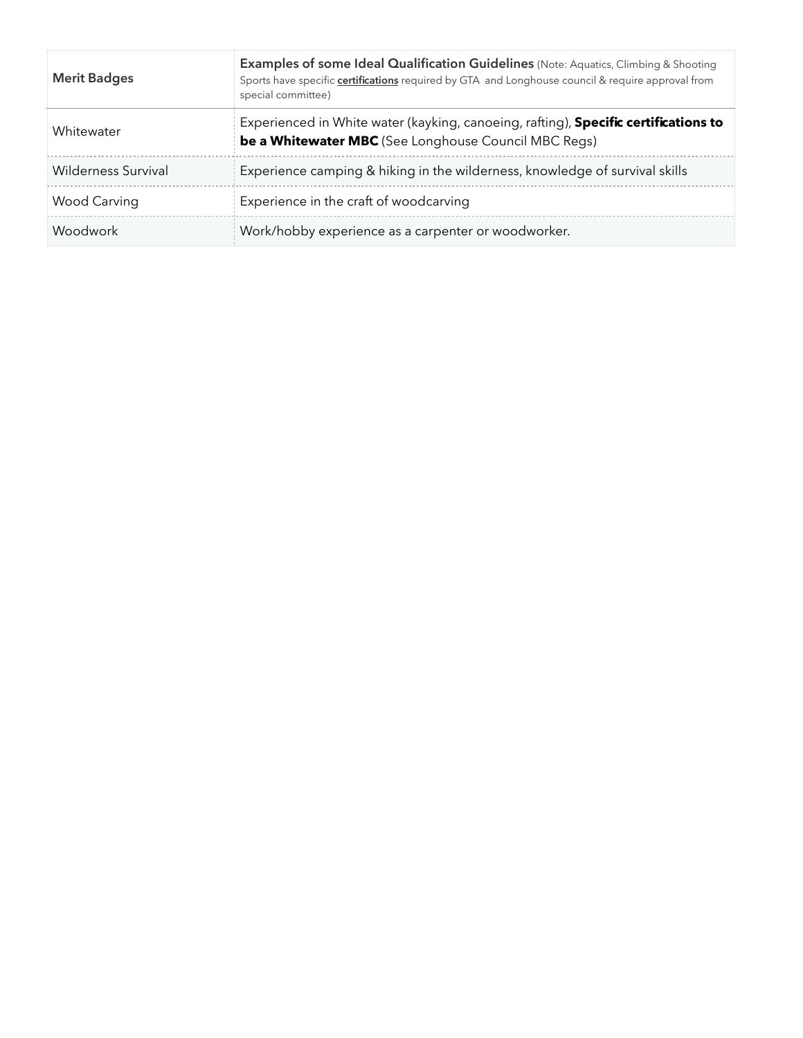| Merit Badges | **Examples of some Ideal Qualification Guidelines** (Note: Aquatics, Climbing & Shooting Sports have specific **certifications** required by GTA and Longhouse council & require approval from special committee) |
| --- | --- |
| Whitewater | Experienced in White water (kayking, canoeing, rafting), **Specific certifications to be a Whitewater MBC** (See Longhouse Council MBC Regs) |
| Wilderness Survival | Experience camping & hiking in the wilderness, knowledge of survival skills |
| Wood Carving | Experience in the craft of woodcarving |
| Woodwork | Work/hobby experience as a carpenter or woodworker. |